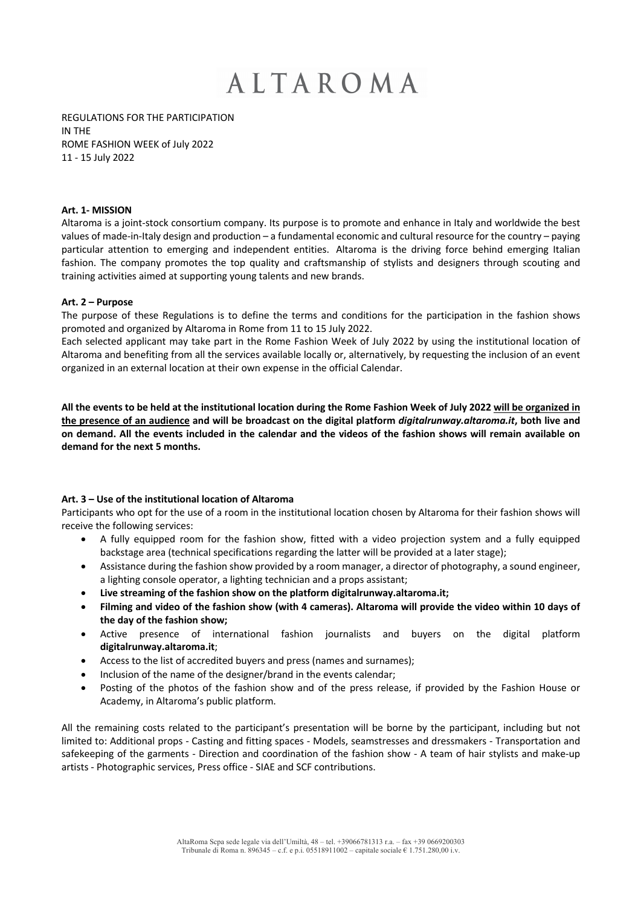# ALTAROMA

REGULATIONS FOR THE PARTICIPATION
IN THE
ROME FASHION WEEK of July 2022
11 - 15 July 2022

## Art. 1- MISSION

Altaroma is a joint-stock consortium company. Its purpose is to promote and enhance in Italy and worldwide the best values of made-in-Italy design and production – a fundamental economic and cultural resource for the country – paying particular attention to emerging and independent entities. Altaroma is the driving force behind emerging Italian fashion. The company promotes the top quality and craftsmanship of stylists and designers through scouting and training activities aimed at supporting young talents and new brands.

## Art. 2 – Purpose

The purpose of these Regulations is to define the terms and conditions for the participation in the fashion shows promoted and organized by Altaroma in Rome from 11 to 15 July 2022.

Each selected applicant may take part in the Rome Fashion Week of July 2022 by using the institutional location of Altaroma and benefiting from all the services available locally or, alternatively, by requesting the inclusion of an event organized in an external location at their own expense in the official Calendar.

**All the events to be held at the institutional location during the Rome Fashion Week of July 2022 will be organized in the presence of an audience and will be broadcast on the digital platform *digitalrunway.altaroma.it*, both live and on demand. All the events included in the calendar and the videos of the fashion shows will remain available on demand for the next 5 months.**

## Art. 3 – Use of the institutional location of Altaroma

Participants who opt for the use of a room in the institutional location chosen by Altaroma for their fashion shows will receive the following services:

- A fully equipped room for the fashion show, fitted with a video projection system and a fully equipped backstage area (technical specifications regarding the latter will be provided at a later stage);
- Assistance during the fashion show provided by a room manager, a director of photography, a sound engineer, a lighting console operator, a lighting technician and a props assistant;
- **Live streaming of the fashion show on the platform digitalrunway.altaroma.it;**
- **Filming and video of the fashion show (with 4 cameras). Altaroma will provide the video within 10 days of the day of the fashion show;**
- Active presence of international fashion journalists and buyers on the digital platform **digitalrunway.altaroma.it**;
- Access to the list of accredited buyers and press (names and surnames);
- Inclusion of the name of the designer/brand in the events calendar;
- Posting of the photos of the fashion show and of the press release, if provided by the Fashion House or Academy, in Altaroma's public platform.

All the remaining costs related to the participant's presentation will be borne by the participant, including but not limited to: Additional props - Casting and fitting spaces - Models, seamstresses and dressmakers - Transportation and safekeeping of the garments - Direction and coordination of the fashion show - A team of hair stylists and make-up artists - Photographic services, Press office - SIAE and SCF contributions.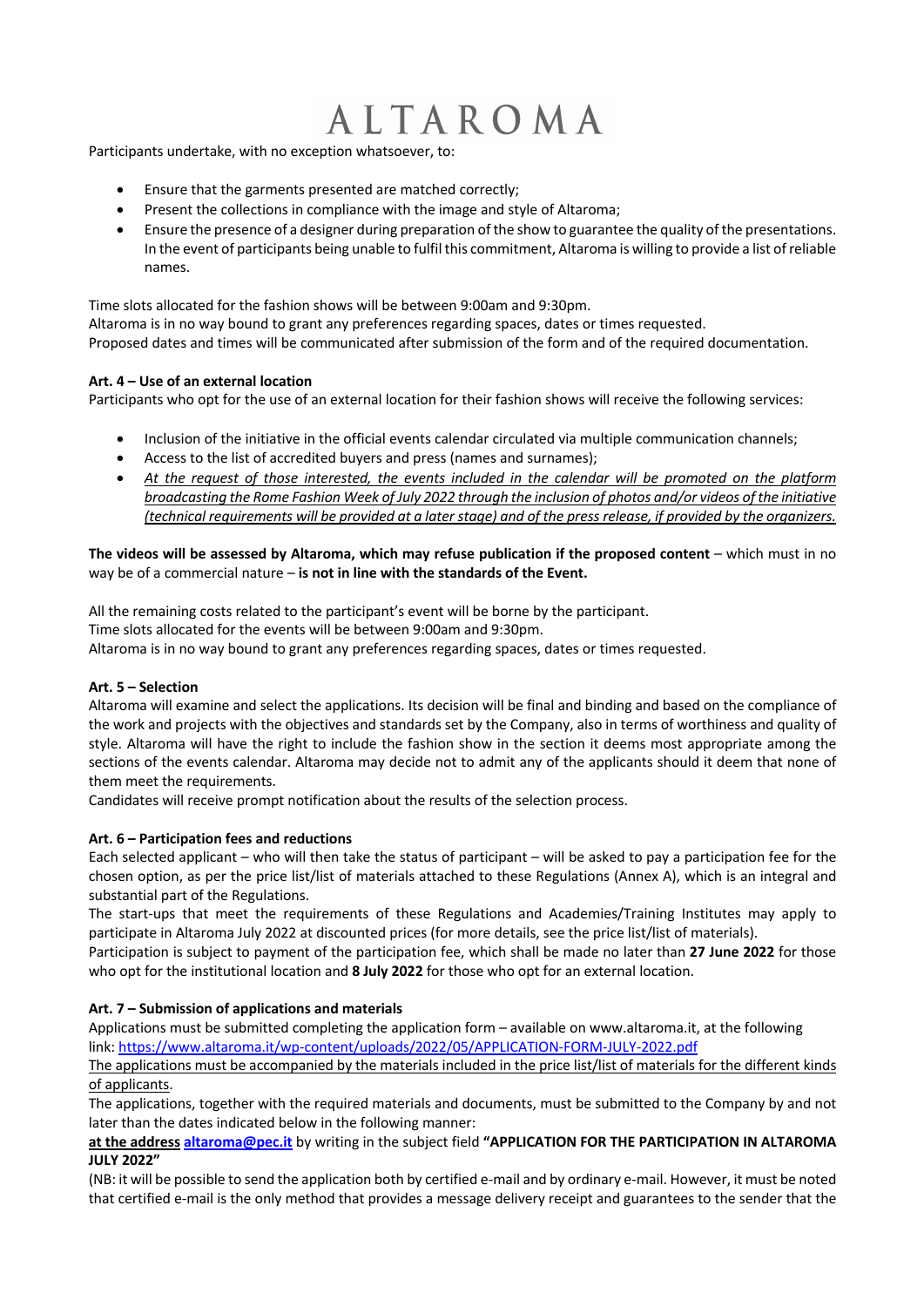Participants undertake, with no exception whatsoever, to:

- Ensure that the garments presented are matched correctly;
- Present the collections in compliance with the image and style of Altaroma;
- Ensure the presence of a designer during preparation of the show to guarantee the quality of the presentations. In the event of participants being unable to fulfil this commitment, Altaroma is willing to provide a list of reliable names.

Time slots allocated for the fashion shows will be between 9:00am and 9:30pm.
Altaroma is in no way bound to grant any preferences regarding spaces, dates or times requested.
Proposed dates and times will be communicated after submission of the form and of the required documentation.

**Art. 4 – Use of an external location**

Participants who opt for the use of an external location for their fashion shows will receive the following services:

- Inclusion of the initiative in the official events calendar circulated via multiple communication channels;
- Access to the list of accredited buyers and press (names and surnames);
- *At the request of those interested, the events included in the calendar will be promoted on the platform broadcasting the Rome Fashion Week of July 2022 through the inclusion of photos and/or videos of the initiative (technical requirements will be provided at a later stage) and of the press release, if provided by the organizers.*

**The videos will be assessed by Altaroma, which may refuse publication if the proposed content** – which must in no way be of a commercial nature – **is not in line with the standards of the Event.**

All the remaining costs related to the participant's event will be borne by the participant.
Time slots allocated for the events will be between 9:00am and 9:30pm.
Altaroma is in no way bound to grant any preferences regarding spaces, dates or times requested.

**Art. 5 – Selection**

Altaroma will examine and select the applications. Its decision will be final and binding and based on the compliance of the work and projects with the objectives and standards set by the Company, also in terms of worthiness and quality of style. Altaroma will have the right to include the fashion show in the section it deems most appropriate among the sections of the events calendar. Altaroma may decide not to admit any of the applicants should it deem that none of them meet the requirements.
Candidates will receive prompt notification about the results of the selection process.

**Art. 6 – Participation fees and reductions**

Each selected applicant – who will then take the status of participant – will be asked to pay a participation fee for the chosen option, as per the price list/list of materials attached to these Regulations (Annex A), which is an integral and substantial part of the Regulations.
The start-ups that meet the requirements of these Regulations and Academies/Training Institutes may apply to participate in Altaroma July 2022 at discounted prices (for more details, see the price list/list of materials).
Participation is subject to payment of the participation fee, which shall be made no later than **27 June 2022** for those who opt for the institutional location and **8 July 2022** for those who opt for an external location.

**Art. 7 – Submission of applications and materials**

Applications must be submitted completing the application form – available on www.altaroma.it, at the following link: https://www.altaroma.it/wp-content/uploads/2022/05/APPLICATION-FORM-JULY-2022.pdf
The applications must be accompanied by the materials included in the price list/list of materials for the different kinds of applicants.
The applications, together with the required materials and documents, must be submitted to the Company by and not later than the dates indicated below in the following manner:
**at the address altaroma@pec.it** by writing in the subject field **"APPLICATION FOR THE PARTICIPATION IN ALTAROMA JULY 2022"**
(NB: it will be possible to send the application both by certified e-mail and by ordinary e-mail. However, it must be noted that certified e-mail is the only method that provides a message delivery receipt and guarantees to the sender that the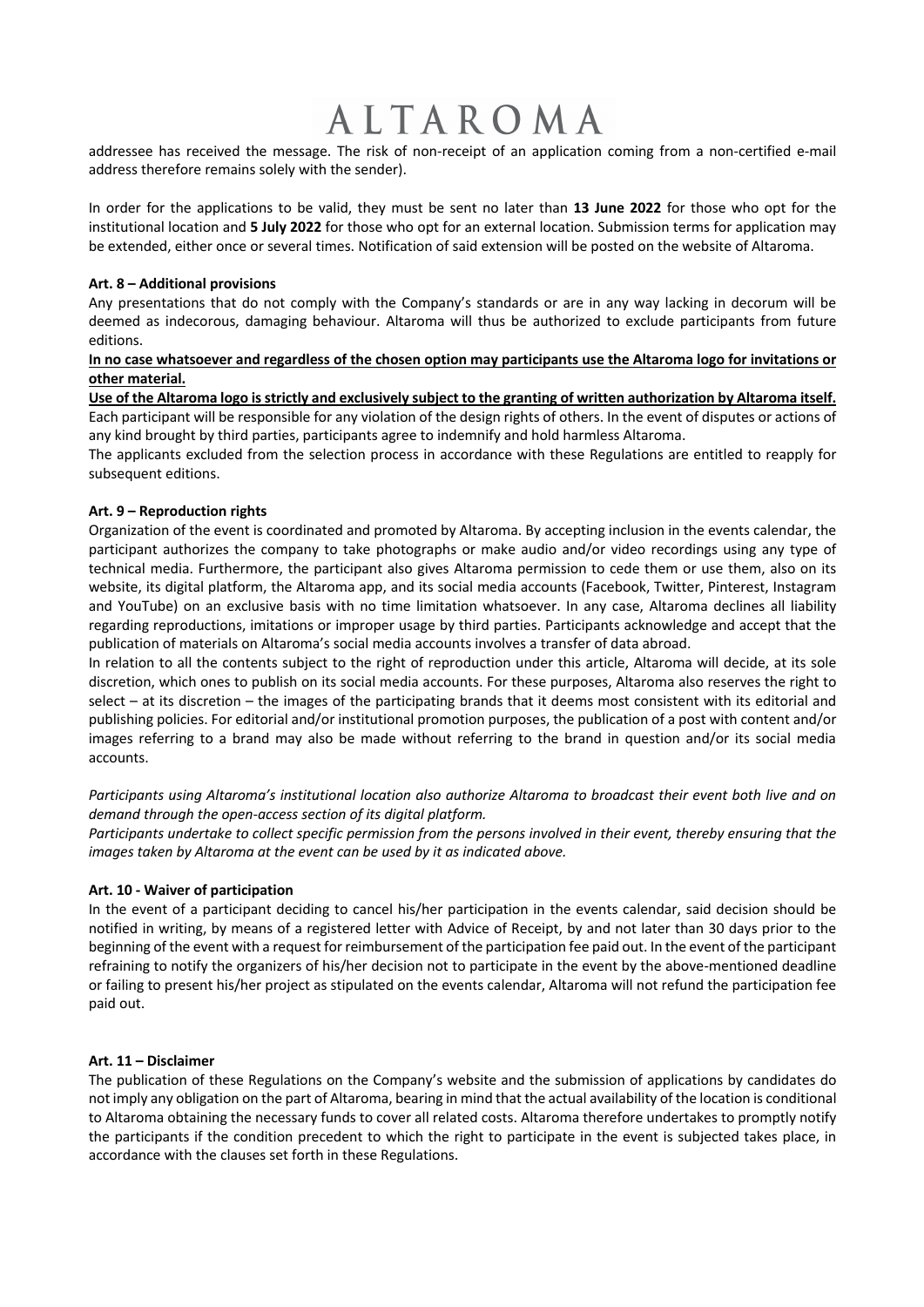addressee has received the message. The risk of non-receipt of an application coming from a non-certified e-mail address therefore remains solely with the sender).

In order for the applications to be valid, they must be sent no later than **13 June 2022** for those who opt for the institutional location and **5 July 2022** for those who opt for an external location. Submission terms for application may be extended, either once or several times. Notification of said extension will be posted on the website of Altaroma.

**Art. 8 – Additional provisions**

Any presentations that do not comply with the Company's standards or are in any way lacking in decorum will be deemed as indecorous, damaging behaviour. Altaroma will thus be authorized to exclude participants from future editions.

**In no case whatsoever and regardless of the chosen option may participants use the Altaroma logo for invitations or other material.**

**Use of the Altaroma logo is strictly and exclusively subject to the granting of written authorization by Altaroma itself.**

Each participant will be responsible for any violation of the design rights of others. In the event of disputes or actions of any kind brought by third parties, participants agree to indemnify and hold harmless Altaroma.

The applicants excluded from the selection process in accordance with these Regulations are entitled to reapply for subsequent editions.

**Art. 9 – Reproduction rights**

Organization of the event is coordinated and promoted by Altaroma. By accepting inclusion in the events calendar, the participant authorizes the company to take photographs or make audio and/or video recordings using any type of technical media. Furthermore, the participant also gives Altaroma permission to cede them or use them, also on its website, its digital platform, the Altaroma app, and its social media accounts (Facebook, Twitter, Pinterest, Instagram and YouTube) on an exclusive basis with no time limitation whatsoever. In any case, Altaroma declines all liability regarding reproductions, imitations or improper usage by third parties. Participants acknowledge and accept that the publication of materials on Altaroma's social media accounts involves a transfer of data abroad.

In relation to all the contents subject to the right of reproduction under this article, Altaroma will decide, at its sole discretion, which ones to publish on its social media accounts. For these purposes, Altaroma also reserves the right to select – at its discretion – the images of the participating brands that it deems most consistent with its editorial and publishing policies. For editorial and/or institutional promotion purposes, the publication of a post with content and/or images referring to a brand may also be made without referring to the brand in question and/or its social media accounts.

*Participants using Altaroma's institutional location also authorize Altaroma to broadcast their event both live and on demand through the open-access section of its digital platform.*

*Participants undertake to collect specific permission from the persons involved in their event, thereby ensuring that the images taken by Altaroma at the event can be used by it as indicated above.*

**Art. 10 - Waiver of participation**

In the event of a participant deciding to cancel his/her participation in the events calendar, said decision should be notified in writing, by means of a registered letter with Advice of Receipt, by and not later than 30 days prior to the beginning of the event with a request for reimbursement of the participation fee paid out. In the event of the participant refraining to notify the organizers of his/her decision not to participate in the event by the above-mentioned deadline or failing to present his/her project as stipulated on the events calendar, Altaroma will not refund the participation fee paid out.

**Art. 11 – Disclaimer**

The publication of these Regulations on the Company's website and the submission of applications by candidates do not imply any obligation on the part of Altaroma, bearing in mind that the actual availability of the location is conditional to Altaroma obtaining the necessary funds to cover all related costs. Altaroma therefore undertakes to promptly notify the participants if the condition precedent to which the right to participate in the event is subjected takes place, in accordance with the clauses set forth in these Regulations.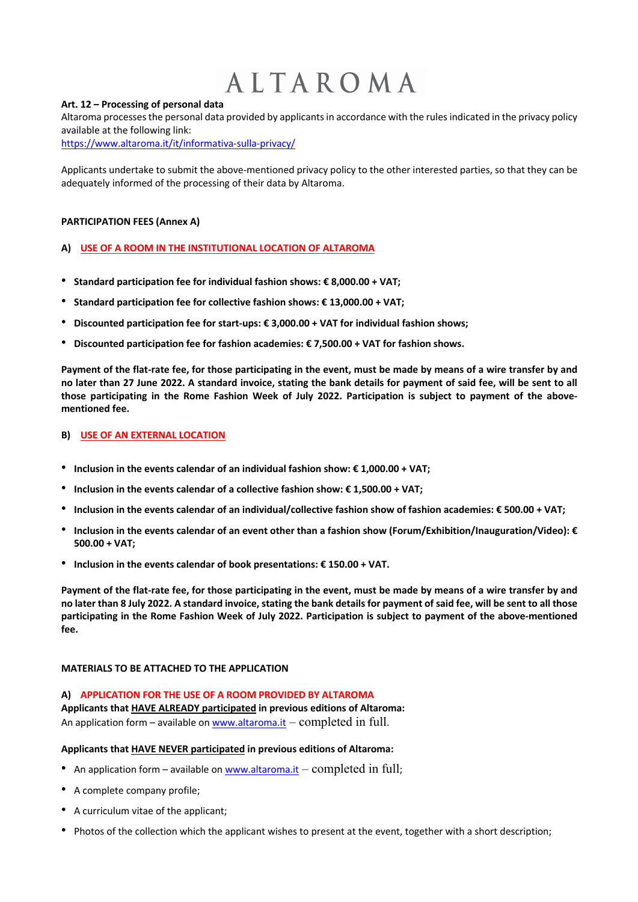**Art. 12 – Processing of personal data**
Altaroma processes the personal data provided by applicants in accordance with the rules indicated in the privacy policy available at the following link:
https://www.altaroma.it/it/informativa-sulla-privacy/

Applicants undertake to submit the above-mentioned privacy policy to the other interested parties, so that they can be adequately informed of the processing of their data by Altaroma.

**PARTICIPATION FEES (Annex A)**

**A) USE OF A ROOM IN THE INSTITUTIONAL LOCATION OF ALTAROMA**

- **Standard participation fee for individual fashion shows: € 8,000.00 + VAT;**
- **Standard participation fee for collective fashion shows: € 13,000.00 + VAT;**
- **Discounted participation fee for start-ups: € 3,000.00 + VAT for individual fashion shows;**
- **Discounted participation fee for fashion academies: € 7,500.00 + VAT for fashion shows.**

**Payment of the flat-rate fee, for those participating in the event, must be made by means of a wire transfer by and no later than 27 June 2022. A standard invoice, stating the bank details for payment of said fee, will be sent to all those participating in the Rome Fashion Week of July 2022. Participation is subject to payment of the above-mentioned fee.**

**B) USE OF AN EXTERNAL LOCATION**

- **Inclusion in the events calendar of an individual fashion show: € 1,000.00 + VAT;**
- **Inclusion in the events calendar of a collective fashion show: € 1,500.00 + VAT;**
- **Inclusion in the events calendar of an individual/collective fashion show of fashion academies: € 500.00 + VAT;**
- **Inclusion in the events calendar of an event other than a fashion show (Forum/Exhibition/Inauguration/Video): € 500.00 + VAT;**
- **Inclusion in the events calendar of book presentations: € 150.00 + VAT.**

**Payment of the flat-rate fee, for those participating in the event, must be made by means of a wire transfer by and no later than 8 July 2022. A standard invoice, stating the bank details for payment of said fee, will be sent to all those participating in the Rome Fashion Week of July 2022. Participation is subject to payment of the above-mentioned fee.**

**MATERIALS TO BE ATTACHED TO THE APPLICATION**

**A) APPLICATION FOR THE USE OF A ROOM PROVIDED BY ALTAROMA**
**Applicants that HAVE ALREADY participated in previous editions of Altaroma:**
An application form – available on www.altaroma.it – completed in full.

**Applicants that HAVE NEVER participated in previous editions of Altaroma:**

- An application form – available on www.altaroma.it – completed in full;
- A complete company profile;
- A curriculum vitae of the applicant;
- Photos of the collection which the applicant wishes to present at the event, together with a short description;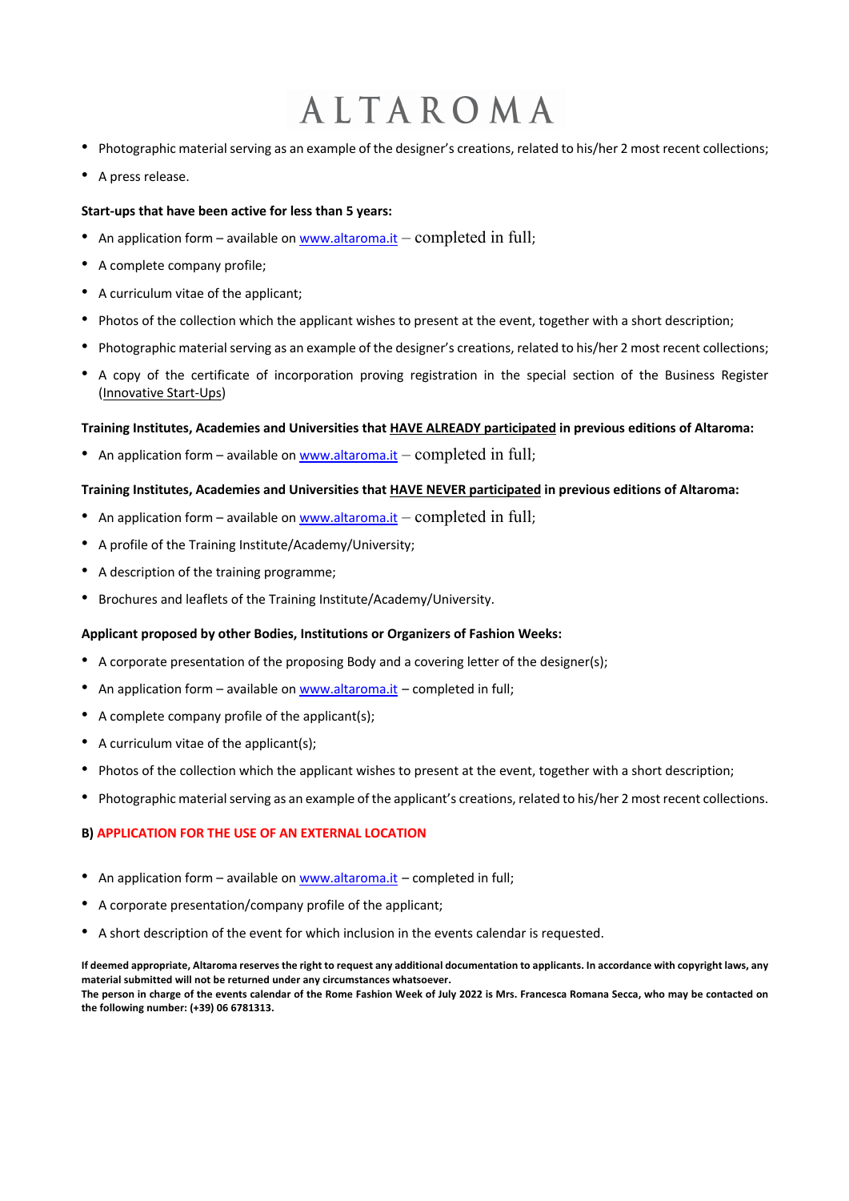- Photographic material serving as an example of the designer's creations, related to his/her 2 most recent collections;
- A press release.

**Start-ups that have been active for less than 5 years:**

- An application form – available on www.altaroma.it – completed in full;
- A complete company profile;
- A curriculum vitae of the applicant;
- Photos of the collection which the applicant wishes to present at the event, together with a short description;
- Photographic material serving as an example of the designer's creations, related to his/her 2 most recent collections;
- A copy of the certificate of incorporation proving registration in the special section of the Business Register (Innovative Start-Ups)

**Training Institutes, Academies and Universities that HAVE ALREADY participated in previous editions of Altaroma:**

- An application form – available on www.altaroma.it – completed in full;

**Training Institutes, Academies and Universities that HAVE NEVER participated in previous editions of Altaroma:**

- An application form – available on www.altaroma.it – completed in full;
- A profile of the Training Institute/Academy/University;
- A description of the training programme;
- Brochures and leaflets of the Training Institute/Academy/University.

**Applicant proposed by other Bodies, Institutions or Organizers of Fashion Weeks:**

- A corporate presentation of the proposing Body and a covering letter of the designer(s);
- An application form – available on www.altaroma.it – completed in full;
- A complete company profile of the applicant(s);
- A curriculum vitae of the applicant(s);
- Photos of the collection which the applicant wishes to present at the event, together with a short description;
- Photographic material serving as an example of the applicant's creations, related to his/her 2 most recent collections.

**B) APPLICATION FOR THE USE OF AN EXTERNAL LOCATION**

- An application form – available on www.altaroma.it – completed in full;
- A corporate presentation/company profile of the applicant;
- A short description of the event for which inclusion in the events calendar is requested.

**If deemed appropriate, Altaroma reserves the right to request any additional documentation to applicants. In accordance with copyright laws, any material submitted will not be returned under any circumstances whatsoever.**
**The person in charge of the events calendar of the Rome Fashion Week of July 2022 is Mrs. Francesca Romana Secca, who may be contacted on the following number: (+39) 06 6781313.**